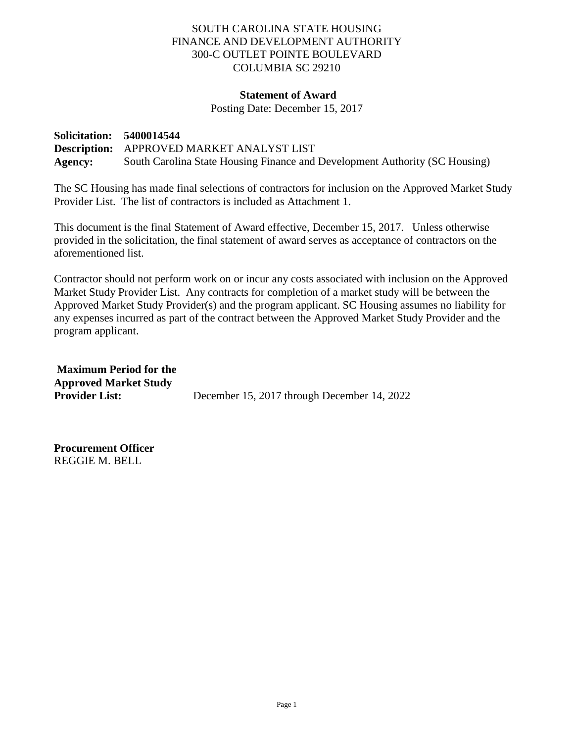SOUTH CAROLINA STATE HOUSING
FINANCE AND DEVELOPMENT AUTHORITY
300-C OUTLET POINTE BOULEVARD
COLUMBIA SC 29210

**Statement of Award**

Posting Date: December 15, 2017

**Solicitation:** **5400014544**
**Description:** APPROVED MARKET ANALYST LIST
**Agency:** South Carolina State Housing Finance and Development Authority (SC Housing)

The SC Housing has made final selections of contractors for inclusion on the Approved Market Study Provider List. The list of contractors is included as Attachment 1.

This document is the final Statement of Award effective, December 15, 2017. Unless otherwise provided in the solicitation, the final statement of award serves as acceptance of contractors on the aforementioned list.

Contractor should not perform work on or incur any costs associated with inclusion on the Approved Market Study Provider List. Any contracts for completion of a market study will be between the Approved Market Study Provider(s) and the program applicant. SC Housing assumes no liability for any expenses incurred as part of the contract between the Approved Market Study Provider and the program applicant.

**Maximum Period for the Approved Market Study Provider List:** December 15, 2017 through December 14, 2022

**Procurement Officer**
REGGIE M. BELL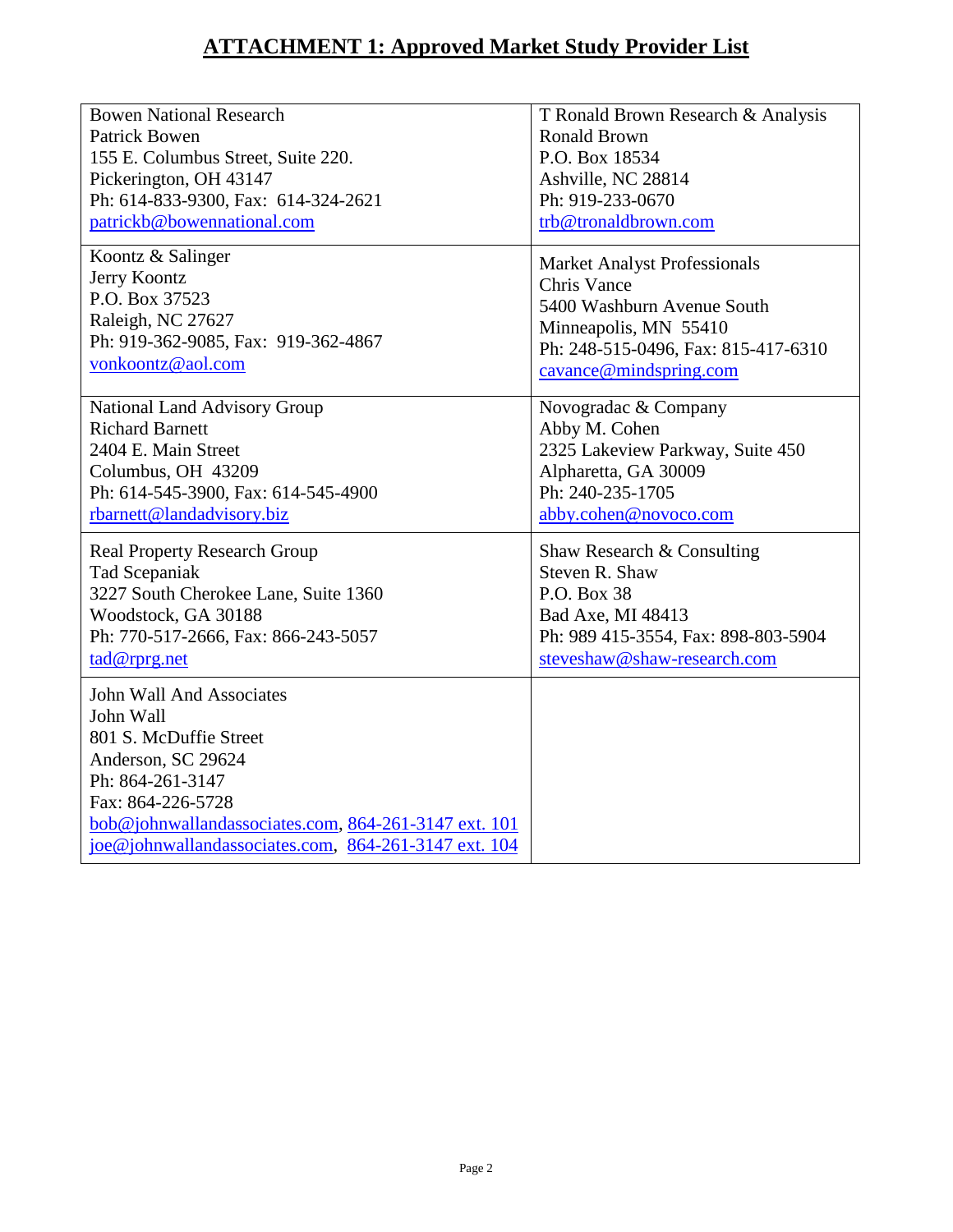# ATTACHMENT 1: Approved Market Study Provider List

| | |
|---|---|
| Bowen National Research<br>Patrick Bowen<br>155 E. Columbus Street, Suite 220.<br>Pickerington, OH 43147<br>Ph: 614-833-9300, Fax: 614-324-2621<br>patrickb@bowennational.com | T Ronald Brown Research & Analysis<br>Ronald Brown<br>P.O. Box 18534<br>Ashville, NC 28814<br>Ph: 919-233-0670<br>trb@tronaldbrown.com |
| Koontz & Salinger<br>Jerry Koontz<br>P.O. Box 37523<br>Raleigh, NC 27627<br>Ph: 919-362-9085, Fax: 919-362-4867<br>vonkoontz@aol.com | Market Analyst Professionals<br>Chris Vance<br>5400 Washburn Avenue South<br>Minneapolis, MN 55410<br>Ph: 248-515-0496, Fax: 815-417-6310<br>cavance@mindspring.com |
| National Land Advisory Group<br>Richard Barnett<br>2404 E. Main Street<br>Columbus, OH 43209<br>Ph: 614-545-3900, Fax: 614-545-4900<br>rbarnett@landadvisory.biz | Novogradac & Company<br>Abby M. Cohen<br>2325 Lakeview Parkway, Suite 450<br>Alpharetta, GA 30009<br>Ph: 240-235-1705<br>abby.cohen@novoco.com |
| Real Property Research Group<br>Tad Scepaniak<br>3227 South Cherokee Lane, Suite 1360<br>Woodstock, GA 30188<br>Ph: 770-517-2666, Fax: 866-243-5057<br>tad@rprg.net | Shaw Research & Consulting<br>Steven R. Shaw<br>P.O. Box 38<br>Bad Axe, MI 48413<br>Ph: 989 415-3554, Fax: 898-803-5904<br>steveshaw@shaw-research.com |
| John Wall And Associates<br>John Wall<br>801 S. McDuffie Street<br>Anderson, SC 29624<br>Ph: 864-261-3147<br>Fax: 864-226-5728<br>bob@johnwallandassociates.com, 864-261-3147 ext. 101<br>joe@johnwallandassociates.com, 864-261-3147 ext. 104 | |